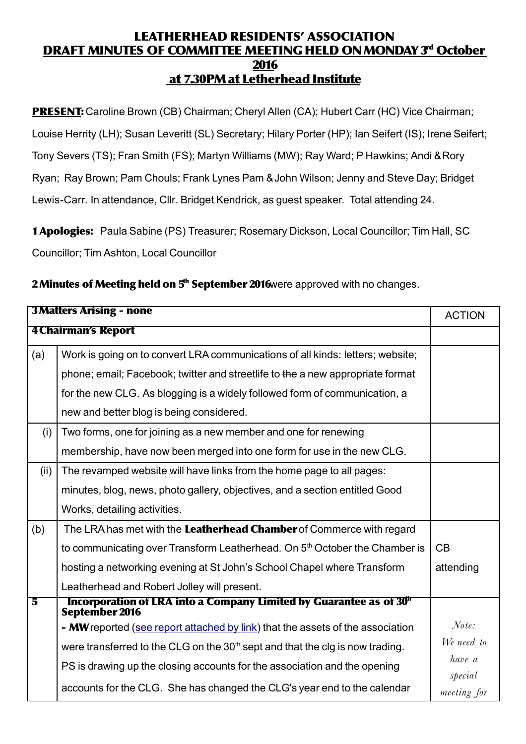# LEATHERHEAD RESIDENTS' ASSOCIATION
## DRAFT MINUTES OF COMMITTEE MEETING HELD ON MONDAY 3rd October 2016 at 7.30PM at Letherhead Institute

**PRESENT:** Caroline Brown (CB) Chairman; Cheryl Allen (CA); Hubert Carr (HC) Vice Chairman; Louise Herrity (LH); Susan Leveritt (SL) Secretary; Hilary Porter (HP); Ian Seifert (IS); Irene Seifert; Tony Severs (TS); Fran Smith (FS); Martyn Williams (MW); Ray Ward; P Hawkins; Andi & Rory Ryan; Ray Brown; Pam Chouls; Frank Lynes Pam & John Wilson; Jenny and Steve Day; Bridget Lewis-Carr. In attendance, Cllr. Bridget Kendrick, as guest speaker. Total attending 24.

**1 Apologies:** Paula Sabine (PS) Treasurer; Rosemary Dickson, Local Councillor; Tim Hall, SC Councillor; Tim Ashton, Local Councillor

**2 Minutes of Meeting held on 5th September 2016** were approved with no changes.

| **3 Matters Arising - none** | | ACTION |
|---|---|---|
| **4 Chairman's Report** | | |
| (a) | Work is going on to convert LRA communications of all kinds: letters; website; phone; email; Facebook; twitter and streetlife to ~~the~~ a new appropriate format for the new CLG. As blogging is a widely followed form of communication, a new and better blog is being considered. | |
| (i) | Two forms, one for joining as a new member and one for renewing membership, have now been merged into one form for use in the new CLG. | |
| (ii) | The revamped website will have links from the home page to all pages: minutes, blog, news, photo gallery, objectives, and a section entitled Good Works, detailing activities. | |
| (b) | The LRA has met with the **Leatherhead Chamber** of Commerce with regard to communicating over Transform Leatherhead. On 5th October the Chamber is hosting a networking evening at St John's School Chapel where Transform Leatherhead and Robert Jolley will present. | CB attending |
| **5** | **Incorporation of LRA into a Company Limited by Guarantee as of 30th September 2016**<br>**- MW** reported (see report attached by link) that the assets of the association were transferred to the CLG on the 30th sept and that the clg is now trading. PS is drawing up the closing accounts for the association and the opening accounts for the CLG. She has changed the CLG's year end to the calendar | *Note: We need to have a special meeting for* |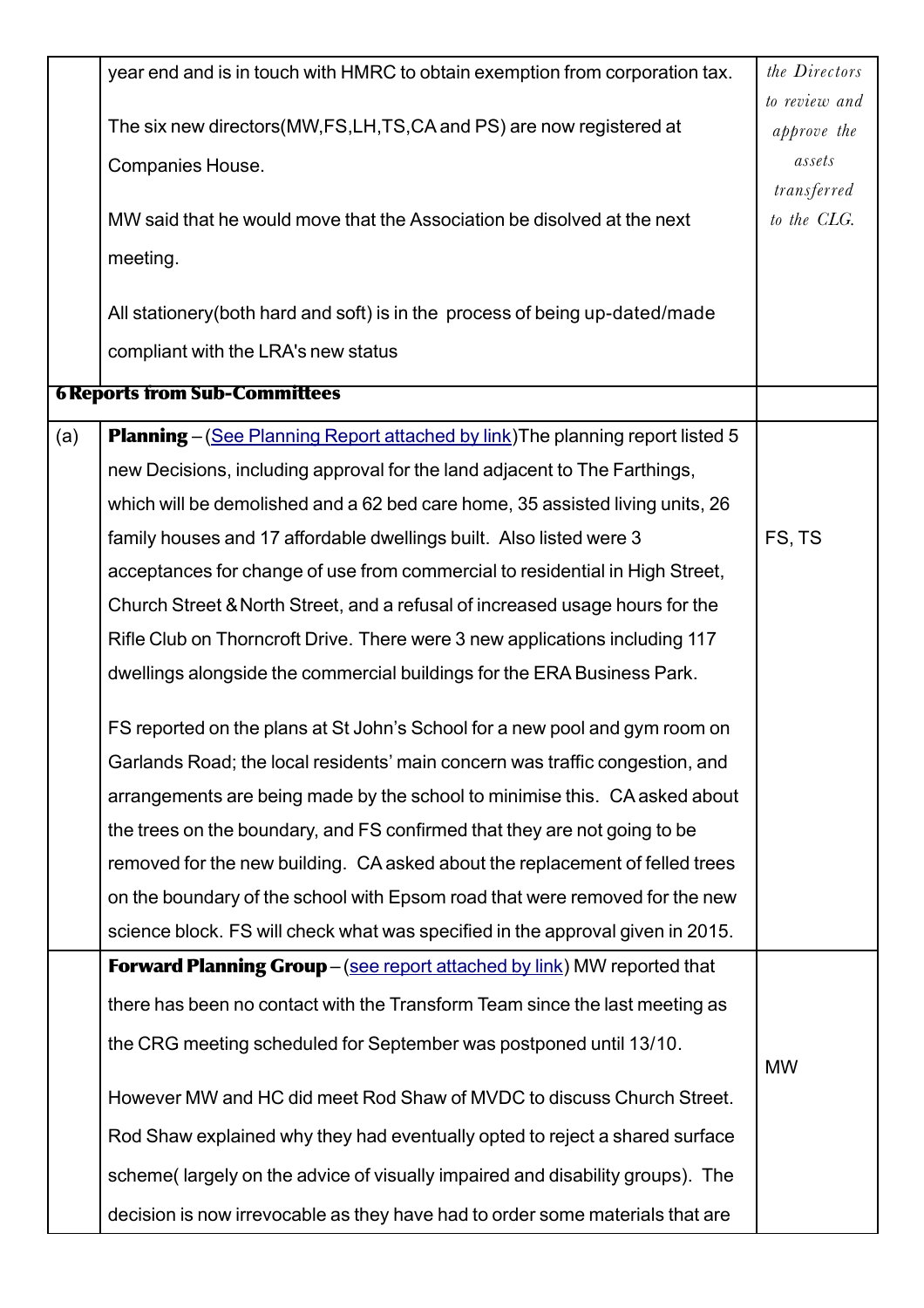| | | |
|---|---|---|
| | year end and is in touch with HMRC to obtain exemption from corporation tax.<br><br>The six new directors(MW,FS,LH,TS,CA and PS) are now registered at Companies House.<br><br>MW said that he would move that the Association be disolved at the next meeting.<br><br>All stationery(both hard and soft) is in the process of being up-dated/made compliant with the LRA's new status | *the Directors to review and approve the assets transferred to the CLG.* |
| **6 Reports from Sub-Committees** | | |
| (a) | **Planning** – (See Planning Report attached by link)The planning report listed 5 new Decisions, including approval for the land adjacent to The Farthings, which will be demolished and a 62 bed care home, 35 assisted living units, 26 family houses and 17 affordable dwellings built. Also listed were 3 acceptances for change of use from commercial to residential in High Street, Church Street & North Street, and a refusal of increased usage hours for the Rifle Club on Thorncroft Drive. There were 3 new applications including 117 dwellings alongside the commercial buildings for the ERA Business Park.<br><br>FS reported on the plans at St John's School for a new pool and gym room on Garlands Road; the local residents' main concern was traffic congestion, and arrangements are being made by the school to minimise this. CA asked about the trees on the boundary, and FS confirmed that they are not going to be removed for the new building. CA asked about the replacement of felled trees on the boundary of the school with Epsom road that were removed for the new science block. FS will check what was specified in the approval given in 2015. | FS, TS |
| | **Forward Planning Group** – (see report attached by link) MW reported that there has been no contact with the Transform Team since the last meeting as the CRG meeting scheduled for September was postponed until 13/10.<br><br>However MW and HC did meet Rod Shaw of MVDC to discuss Church Street. Rod Shaw explained why they had eventually opted to reject a shared surface scheme( largely on the advice of visually impaired and disability groups). The decision is now irrevocable as they have had to order some materials that are | MW |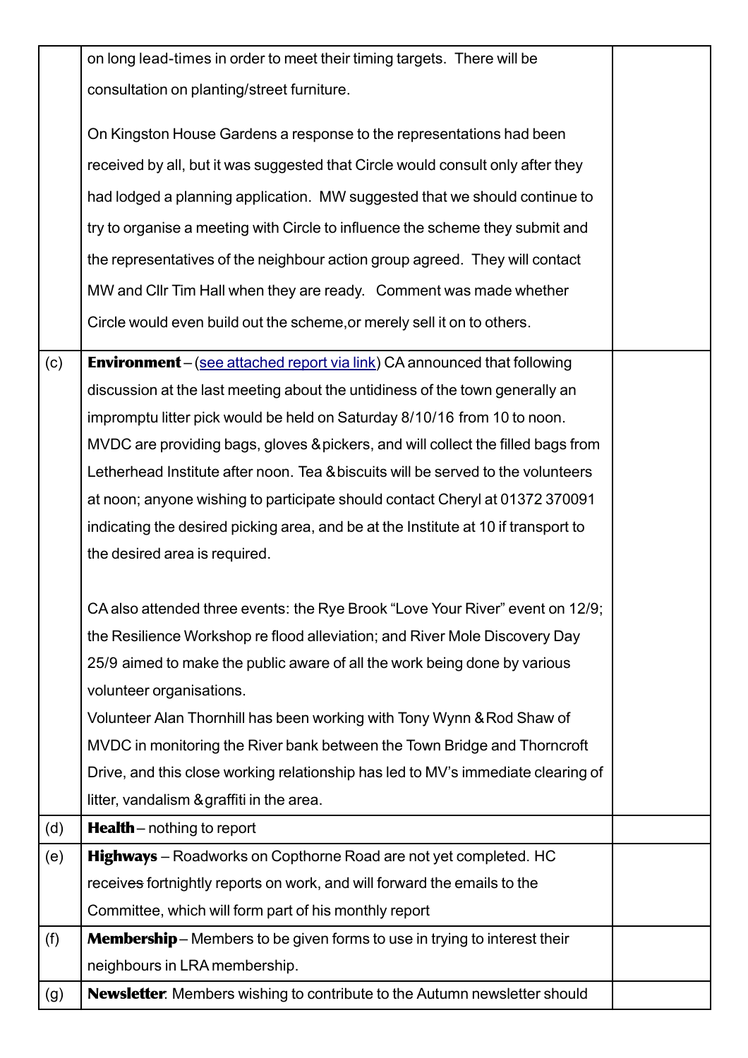| | | |
|---|---|---|
| | on long lead-times in order to meet their timing targets. There will be consultation on planting/street furniture.<br><br>On Kingston House Gardens a response to the representations had been received by all, but it was suggested that Circle would consult only after they had lodged a planning application. MW suggested that we should continue to try to organise a meeting with Circle to influence the scheme they submit and the representatives of the neighbour action group agreed. They will contact MW and Cllr Tim Hall when they are ready. Comment was made whether Circle would even build out the scheme,or merely sell it on to others. | |
| (c) | **Environment** – (see attached report via link) CA announced that following discussion at the last meeting about the untidiness of the town generally an impromptu litter pick would be held on Saturday 8/10/16 from 10 to noon. MVDC are providing bags, gloves & pickers, and will collect the filled bags from Letherhead Institute after noon. Tea & biscuits will be served to the volunteers at noon; anyone wishing to participate should contact Cheryl at 01372 370091 indicating the desired picking area, and be at the Institute at 10 if transport to the desired area is required.<br><br>CA also attended three events: the Rye Brook "Love Your River" event on 12/9; the Resilience Workshop re flood alleviation; and River Mole Discovery Day 25/9 aimed to make the public aware of all the work being done by various volunteer organisations.<br>Volunteer Alan Thornhill has been working with Tony Wynn & Rod Shaw of MVDC in monitoring the River bank between the Town Bridge and Thorncroft Drive, and this close working relationship has led to MV's immediate clearing of litter, vandalism & graffiti in the area. | |
| (d) | **Health** – nothing to report | |
| (e) | **Highways** – Roadworks on Copthorne Road are not yet completed. HC receives fortnightly reports on work, and will forward the emails to the Committee, which will form part of his monthly report | |
| (f) | **Membership** – Members to be given forms to use in trying to interest their neighbours in LRA membership. | |
| (g) | **Newsletter**: Members wishing to contribute to the Autumn newsletter should | |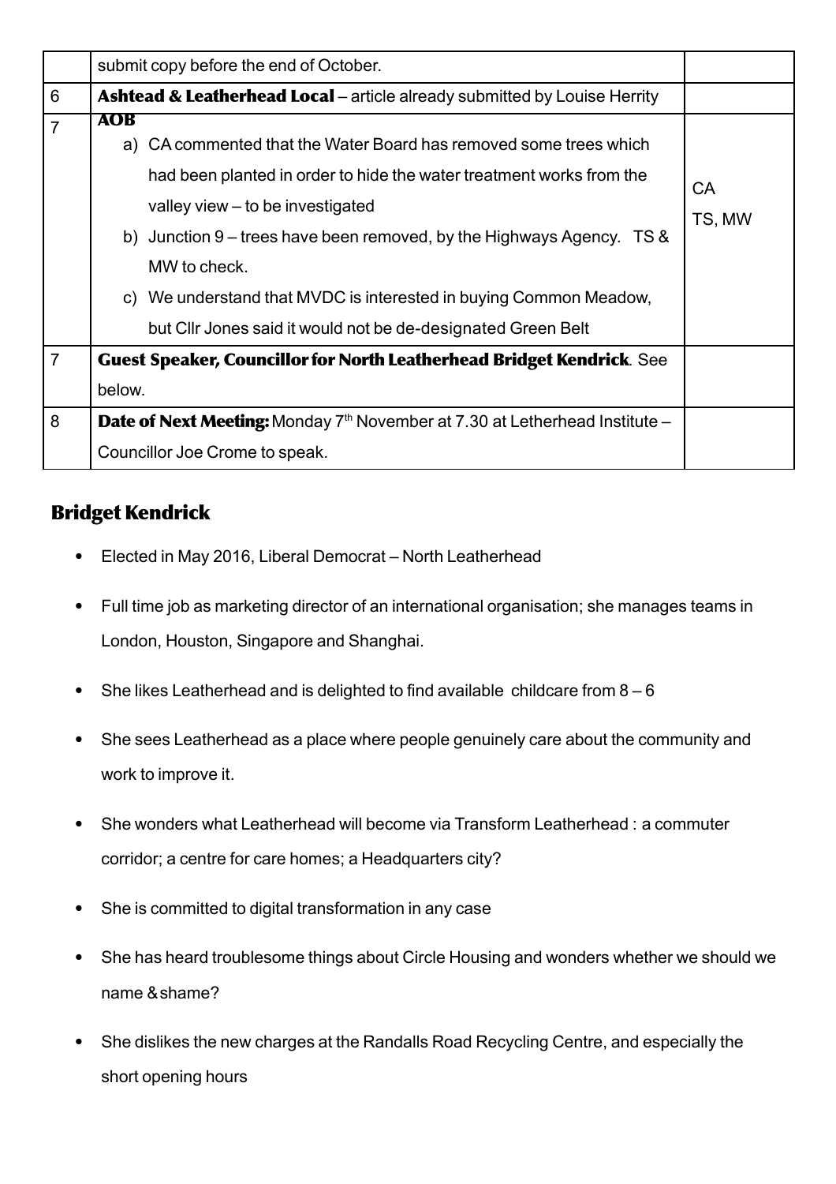| | | |
|---|---|---|
| | submit copy before the end of October. | |
| 6 | **Ashtead & Leatherhead Local** – article already submitted by Louise Herrity | |
| 7 | **AOB**<br>a) CA commented that the Water Board has removed some trees which had been planted in order to hide the water treatment works from the valley view – to be investigated<br>b) Junction 9 – trees have been removed, by the Highways Agency. TS & MW to check.<br>c) We understand that MVDC is interested in buying Common Meadow, but Cllr Jones said it would not be de-designated Green Belt | CA<br>TS, MW |
| 7 | **Guest Speaker, Councillor for North Leatherhead Bridget Kendrick**. See below. | |
| 8 | **Date of Next Meeting:** Monday 7th November at 7.30 at Letherhead Institute – Councillor Joe Crome to speak. | |

## Bridget Kendrick

- Elected in May 2016, Liberal Democrat – North Leatherhead
- Full time job as marketing director of an international organisation; she manages teams in London, Houston, Singapore and Shanghai.
- She likes Leatherhead and is delighted to find available childcare from 8 – 6
- She sees Leatherhead as a place where people genuinely care about the community and work to improve it.
- She wonders what Leatherhead will become via Transform Leatherhead : a commuter corridor; a centre for care homes; a Headquarters city?
- She is committed to digital transformation in any case
- She has heard troublesome things about Circle Housing and wonders whether we should we name & shame?
- She dislikes the new charges at the Randalls Road Recycling Centre, and especially the short opening hours